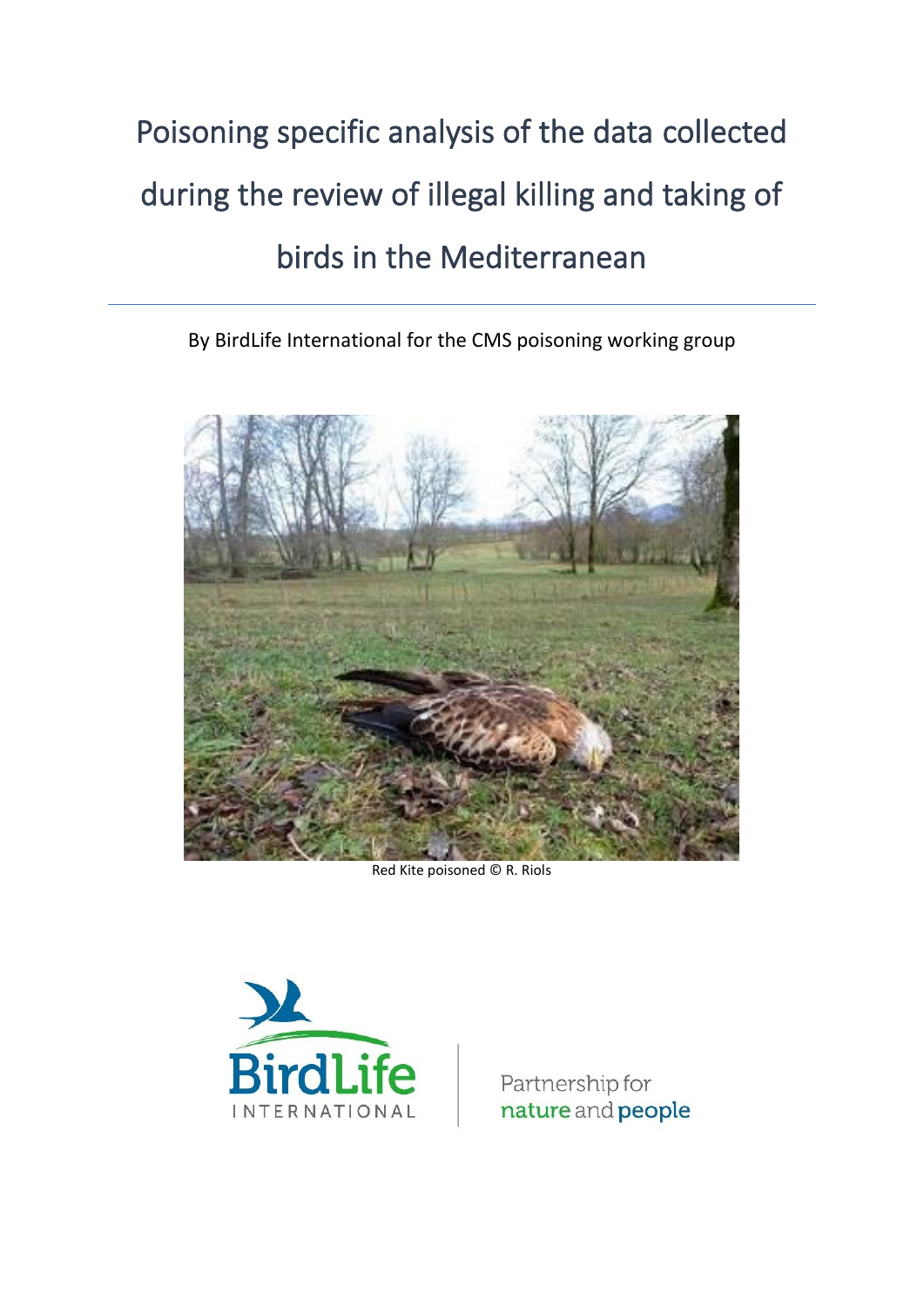# Poisoning specific analysis of the data collected during the review of illegal killing and taking of birds in the Mediterranean

By BirdLife International for the CMS poisoning working group

Red Kite poisoned © R. Riols

BirdLife INTERNATIONAL

Partnership for nature and people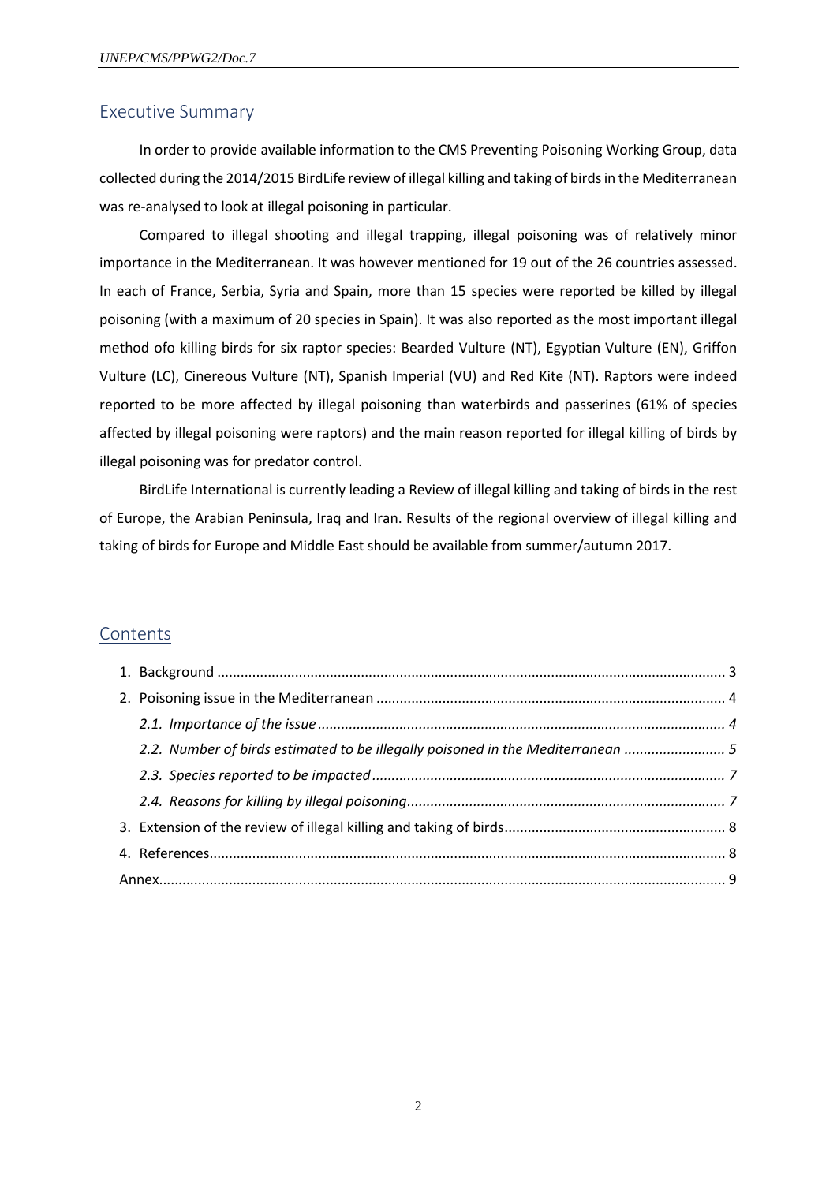## Executive Summary

In order to provide available information to the CMS Preventing Poisoning Working Group, data collected during the 2014/2015 BirdLife review of illegal killing and taking of birds in the Mediterranean was re-analysed to look at illegal poisoning in particular.

Compared to illegal shooting and illegal trapping, illegal poisoning was of relatively minor importance in the Mediterranean. It was however mentioned for 19 out of the 26 countries assessed. In each of France, Serbia, Syria and Spain, more than 15 species were reported be killed by illegal poisoning (with a maximum of 20 species in Spain). It was also reported as the most important illegal method ofo killing birds for six raptor species: Bearded Vulture (NT), Egyptian Vulture (EN), Griffon Vulture (LC), Cinereous Vulture (NT), Spanish Imperial (VU) and Red Kite (NT). Raptors were indeed reported to be more affected by illegal poisoning than waterbirds and passerines (61% of species affected by illegal poisoning were raptors) and the main reason reported for illegal killing of birds by illegal poisoning was for predator control.

BirdLife International is currently leading a Review of illegal killing and taking of birds in the rest of Europe, the Arabian Peninsula, Iraq and Iran. Results of the regional overview of illegal killing and taking of birds for Europe and Middle East should be available from summer/autumn 2017.

## Contents

1. Background ..... 3
2. Poisoning issue in the Mediterranean ..... 4
   - *2.1. Importance of the issue ..... 4*
   - *2.2. Number of birds estimated to be illegally poisoned in the Mediterranean ..... 5*
   - *2.3. Species reported to be impacted ..... 7*
   - *2.4. Reasons for killing by illegal poisoning ..... 7*
3. Extension of the review of illegal killing and taking of birds ..... 8
4. References ..... 8

Annex ..... 9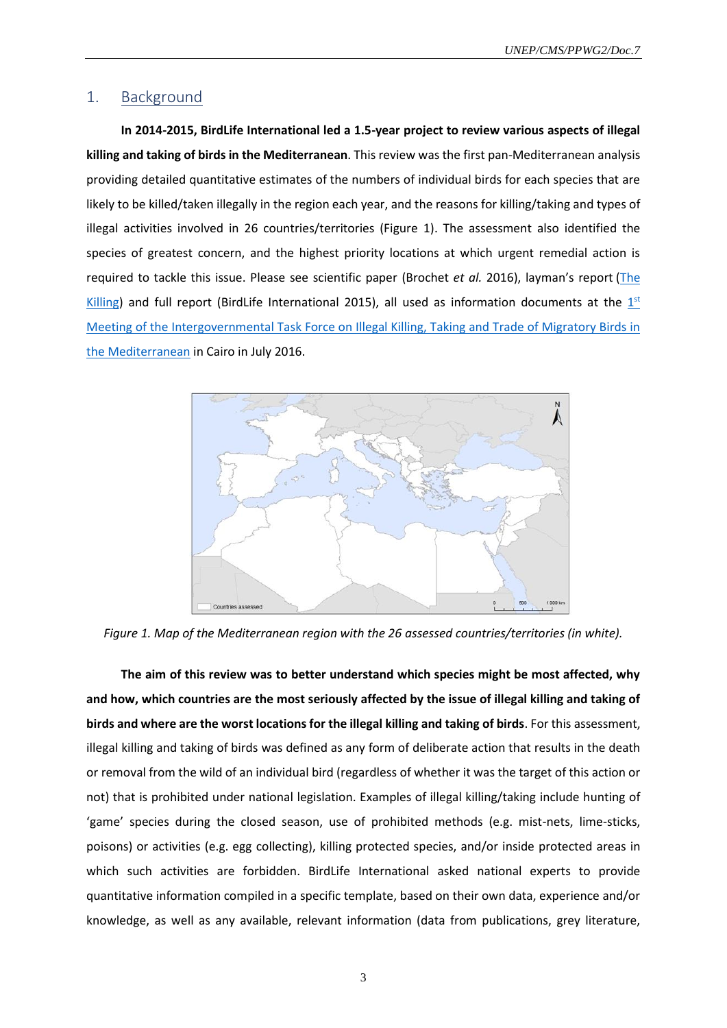## 1. Background

**In 2014-2015, BirdLife International led a 1.5-year project to review various aspects of illegal killing and taking of birds in the Mediterranean**. This review was the first pan-Mediterranean analysis providing detailed quantitative estimates of the numbers of individual birds for each species that are likely to be killed/taken illegally in the region each year, and the reasons for killing/taking and types of illegal activities involved in 26 countries/territories (Figure 1). The assessment also identified the species of greatest concern, and the highest priority locations at which urgent remedial action is required to tackle this issue. Please see scientific paper (Brochet *et al.* 2016), layman's report (The Killing) and full report (BirdLife International 2015), all used as information documents at the 1st Meeting of the Intergovernmental Task Force on Illegal Killing, Taking and Trade of Migratory Birds in the Mediterranean in Cairo in July 2016.

*Figure 1. Map of the Mediterranean region with the 26 assessed countries/territories (in white).*

**The aim of this review was to better understand which species might be most affected, why and how, which countries are the most seriously affected by the issue of illegal killing and taking of birds and where are the worst locations for the illegal killing and taking of birds**. For this assessment, illegal killing and taking of birds was defined as any form of deliberate action that results in the death or removal from the wild of an individual bird (regardless of whether it was the target of this action or not) that is prohibited under national legislation. Examples of illegal killing/taking include hunting of 'game' species during the closed season, use of prohibited methods (e.g. mist-nets, lime-sticks, poisons) or activities (e.g. egg collecting), killing protected species, and/or inside protected areas in which such activities are forbidden. BirdLife International asked national experts to provide quantitative information compiled in a specific template, based on their own data, experience and/or knowledge, as well as any available, relevant information (data from publications, grey literature,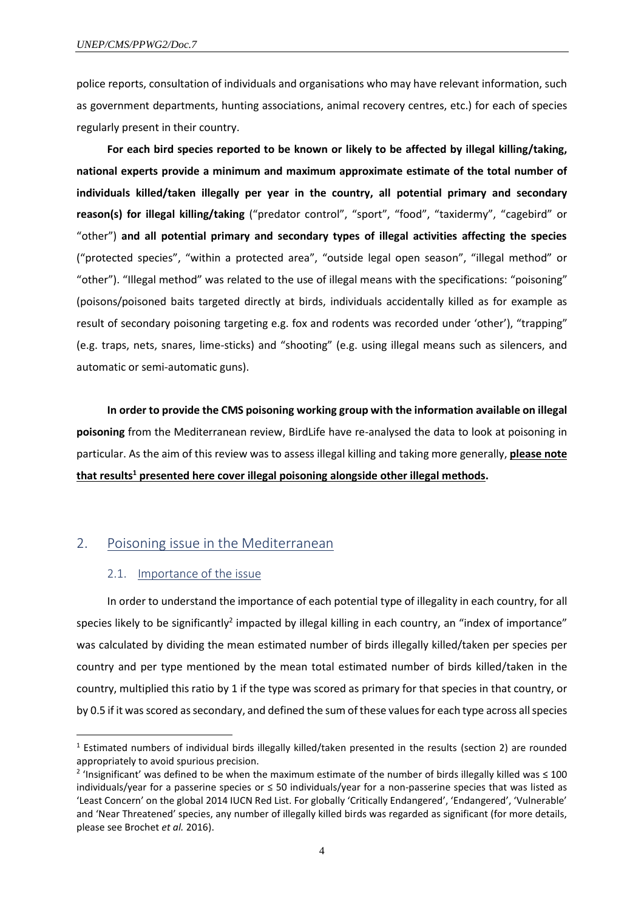police reports, consultation of individuals and organisations who may have relevant information, such as government departments, hunting associations, animal recovery centres, etc.) for each of species regularly present in their country.

**For each bird species reported to be known or likely to be affected by illegal killing/taking, national experts provide a minimum and maximum approximate estimate of the total number of individuals killed/taken illegally per year in the country, all potential primary and secondary reason(s) for illegal killing/taking** ("predator control", "sport", "food", "taxidermy", "cagebird" or "other") **and all potential primary and secondary types of illegal activities affecting the species** ("protected species", "within a protected area", "outside legal open season", "illegal method" or "other"). "Illegal method" was related to the use of illegal means with the specifications: "poisoning" (poisons/poisoned baits targeted directly at birds, individuals accidentally killed as for example as result of secondary poisoning targeting e.g. fox and rodents was recorded under 'other'), "trapping" (e.g. traps, nets, snares, lime-sticks) and "shooting" (e.g. using illegal means such as silencers, and automatic or semi-automatic guns).

**In order to provide the CMS poisoning working group with the information available on illegal poisoning** from the Mediterranean review, BirdLife have re-analysed the data to look at poisoning in particular. As the aim of this review was to assess illegal killing and taking more generally, **please note that results[1] presented here cover illegal poisoning alongside other illegal methods.**

## 2. Poisoning issue in the Mediterranean

### 2.1. Importance of the issue

In order to understand the importance of each potential type of illegality in each country, for all species likely to be significantly[2] impacted by illegal killing in each country, an "index of importance" was calculated by dividing the mean estimated number of birds illegally killed/taken per species per country and per type mentioned by the mean total estimated number of birds killed/taken in the country, multiplied this ratio by 1 if the type was scored as primary for that species in that country, or by 0.5 if it was scored as secondary, and defined the sum of these values for each type across all species

---

[1] Estimated numbers of individual birds illegally killed/taken presented in the results (section 2) are rounded appropriately to avoid spurious precision.

[2] 'Insignificant' was defined to be when the maximum estimate of the number of birds illegally killed was ≤ 100 individuals/year for a passerine species or ≤ 50 individuals/year for a non-passerine species that was listed as 'Least Concern' on the global 2014 IUCN Red List. For globally 'Critically Endangered', 'Endangered', 'Vulnerable' and 'Near Threatened' species, any number of illegally killed birds was regarded as significant (for more details, please see Brochet *et al.* 2016).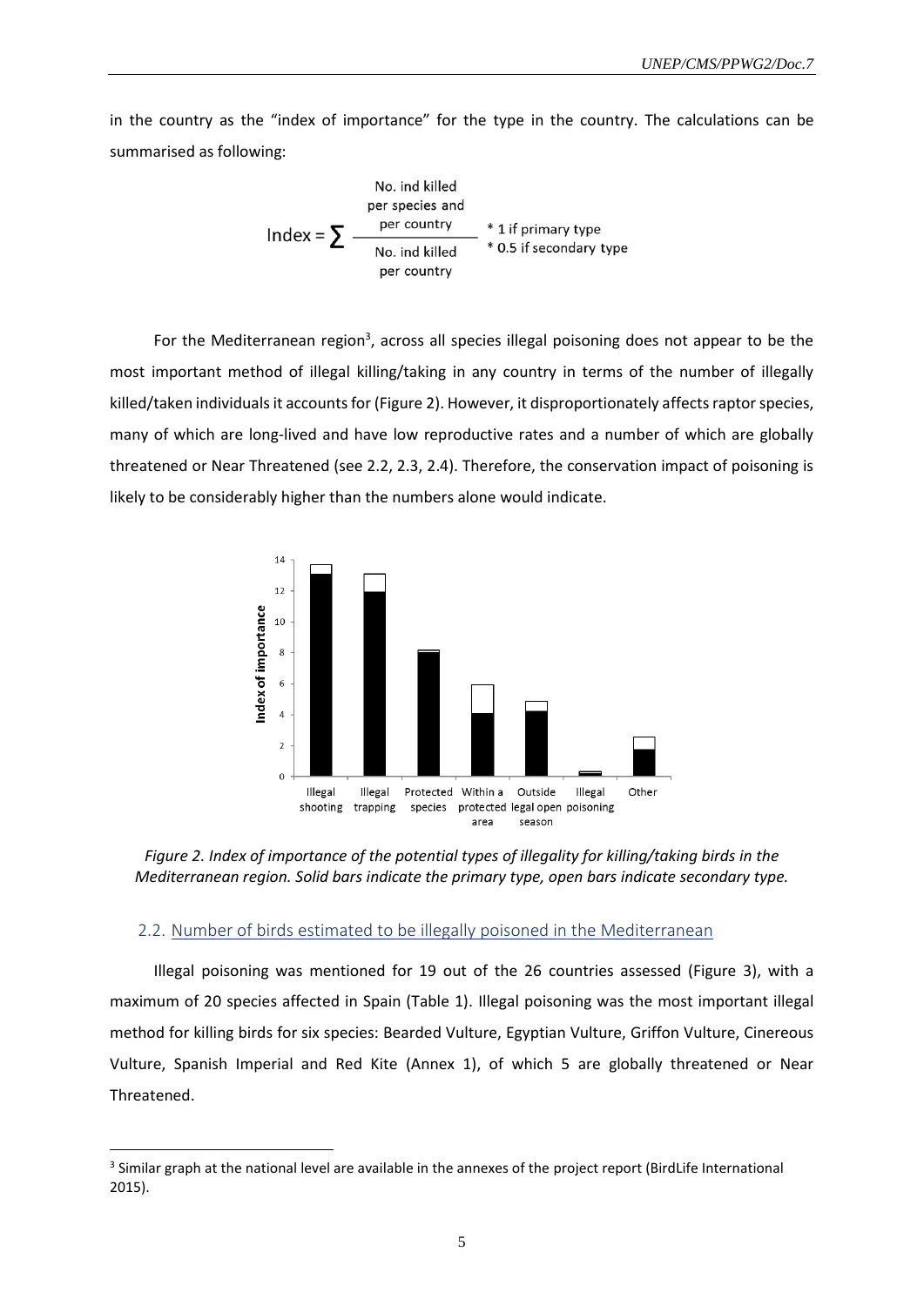in the country as the "index of importance" for the type in the country. The calculations can be summarised as following:

$$\text{Index} = \sum \frac{\text{No. ind killed per species and per country}}{\text{No. ind killed per country}} \quad \begin{array}{l} * \text{ 1 if primary type} \\ * \text{ 0.5 if secondary type} \end{array}$$

For the Mediterranean region[3], across all species illegal poisoning does not appear to be the most important method of illegal killing/taking in any country in terms of the number of illegally killed/taken individuals it accounts for (Figure 2). However, it disproportionately affects raptor species, many of which are long-lived and have low reproductive rates and a number of which are globally threatened or Near Threatened (see 2.2, 2.3, 2.4). Therefore, the conservation impact of poisoning is likely to be considerably higher than the numbers alone would indicate.

*Figure 2. Index of importance of the potential types of illegality for killing/taking birds in the Mediterranean region. Solid bars indicate the primary type, open bars indicate secondary type.*

## 2.2. Number of birds estimated to be illegally poisoned in the Mediterranean

Illegal poisoning was mentioned for 19 out of the 26 countries assessed (Figure 3), with a maximum of 20 species affected in Spain (Table 1). Illegal poisoning was the most important illegal method for killing birds for six species: Bearded Vulture, Egyptian Vulture, Griffon Vulture, Cinereous Vulture, Spanish Imperial and Red Kite (Annex 1), of which 5 are globally threatened or Near Threatened.

[3] Similar graph at the national level are available in the annexes of the project report (BirdLife International 2015).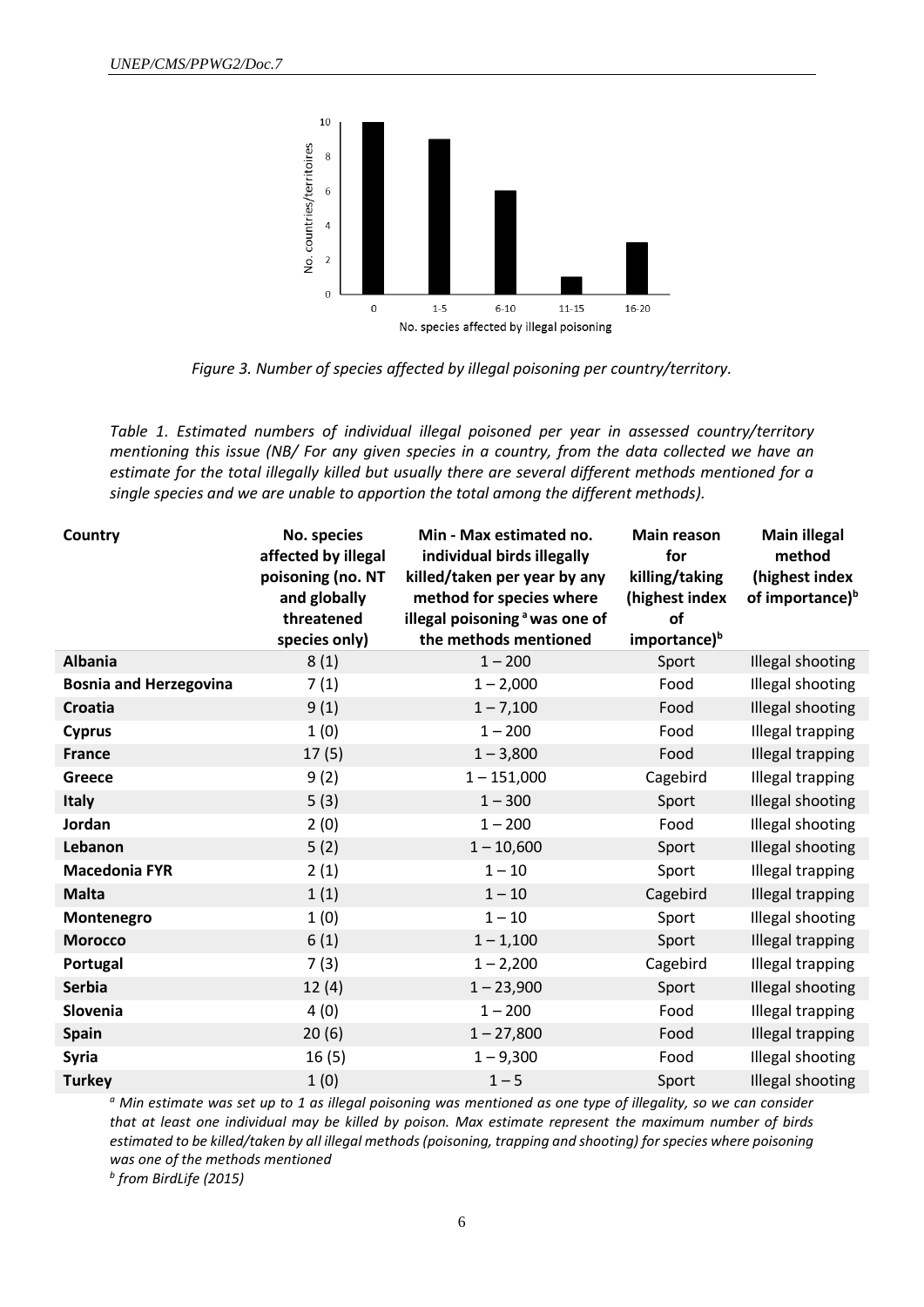Figure 3. Number of species affected by illegal poisoning per country/territory.

*Table 1. Estimated numbers of individual illegal poisoned per year in assessed country/territory mentioning this issue (NB/ For any given species in a country, from the data collected we have an estimate for the total illegally killed but usually there are several different methods mentioned for a single species and we are unable to apportion the total among the different methods).*

| Country | No. species affected by illegal poisoning (no. NT and globally threatened species only) | Min - Max estimated no. individual birds illegally killed/taken per year by any method for species where illegal poisoning [a] was one of the methods mentioned | Main reason for killing/taking (highest index of importance)[b] | Main illegal method (highest index of importance)[b] |
|---|---|---|---|---|
| **Albania** | 8 (1) | 1 – 200 | Sport | Illegal shooting |
| **Bosnia and Herzegovina** | 7 (1) | 1 – 2,000 | Food | Illegal shooting |
| **Croatia** | 9 (1) | 1 – 7,100 | Food | Illegal shooting |
| **Cyprus** | 1 (0) | 1 – 200 | Food | Illegal trapping |
| **France** | 17 (5) | 1 – 3,800 | Food | Illegal trapping |
| **Greece** | 9 (2) | 1 – 151,000 | Cagebird | Illegal trapping |
| **Italy** | 5 (3) | 1 – 300 | Sport | Illegal shooting |
| **Jordan** | 2 (0) | 1 – 200 | Food | Illegal shooting |
| **Lebanon** | 5 (2) | 1 – 10,600 | Sport | Illegal shooting |
| **Macedonia FYR** | 2 (1) | 1 – 10 | Sport | Illegal trapping |
| **Malta** | 1 (1) | 1 – 10 | Cagebird | Illegal trapping |
| **Montenegro** | 1 (0) | 1 – 10 | Sport | Illegal shooting |
| **Morocco** | 6 (1) | 1 – 1,100 | Sport | Illegal trapping |
| **Portugal** | 7 (3) | 1 – 2,200 | Cagebird | Illegal trapping |
| **Serbia** | 12 (4) | 1 – 23,900 | Sport | Illegal shooting |
| **Slovenia** | 4 (0) | 1 – 200 | Food | Illegal trapping |
| **Spain** | 20 (6) | 1 – 27,800 | Food | Illegal trapping |
| **Syria** | 16 (5) | 1 – 9,300 | Food | Illegal shooting |
| **Turkey** | 1 (0) | 1 – 5 | Sport | Illegal shooting |

*[a] Min estimate was set up to 1 as illegal poisoning was mentioned as one type of illegality, so we can consider that at least one individual may be killed by poison. Max estimate represent the maximum number of birds estimated to be killed/taken by all illegal methods (poisoning, trapping and shooting) for species where poisoning was one of the methods mentioned*

*[b] from BirdLife (2015)*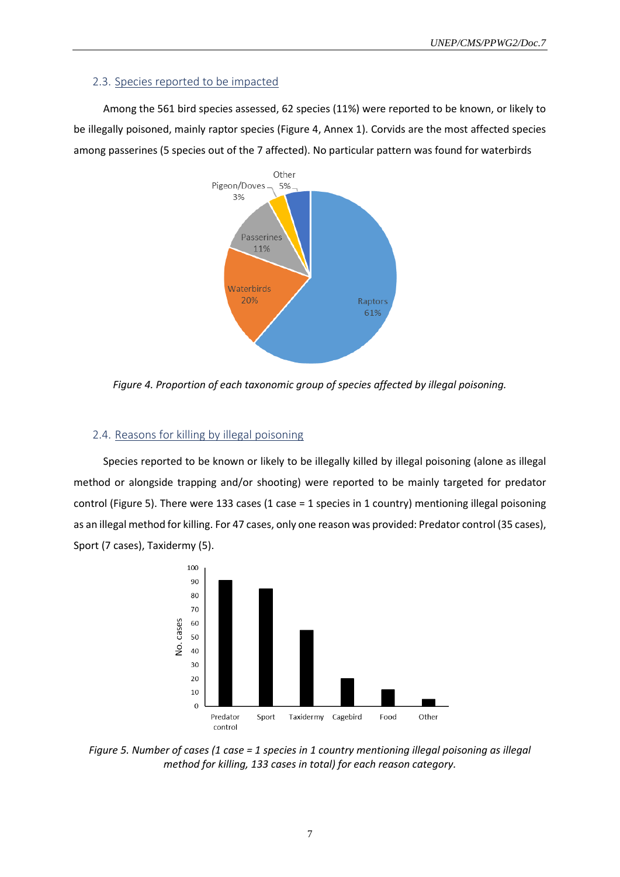## 2.3. Species reported to be impacted

Among the 561 bird species assessed, 62 species (11%) were reported to be known, or likely to be illegally poisoned, mainly raptor species (Figure 4, Annex 1). Corvids are the most affected species among passerines (5 species out of the 7 affected). No particular pattern was found for waterbirds

*Figure 4. Proportion of each taxonomic group of species affected by illegal poisoning.*

## 2.4. Reasons for killing by illegal poisoning

Species reported to be known or likely to be illegally killed by illegal poisoning (alone as illegal method or alongside trapping and/or shooting) were reported to be mainly targeted for predator control (Figure 5). There were 133 cases (1 case = 1 species in 1 country) mentioning illegal poisoning as an illegal method for killing. For 47 cases, only one reason was provided: Predator control (35 cases), Sport (7 cases), Taxidermy (5).

*Figure 5. Number of cases (1 case = 1 species in 1 country mentioning illegal poisoning as illegal method for killing, 133 cases in total) for each reason category.*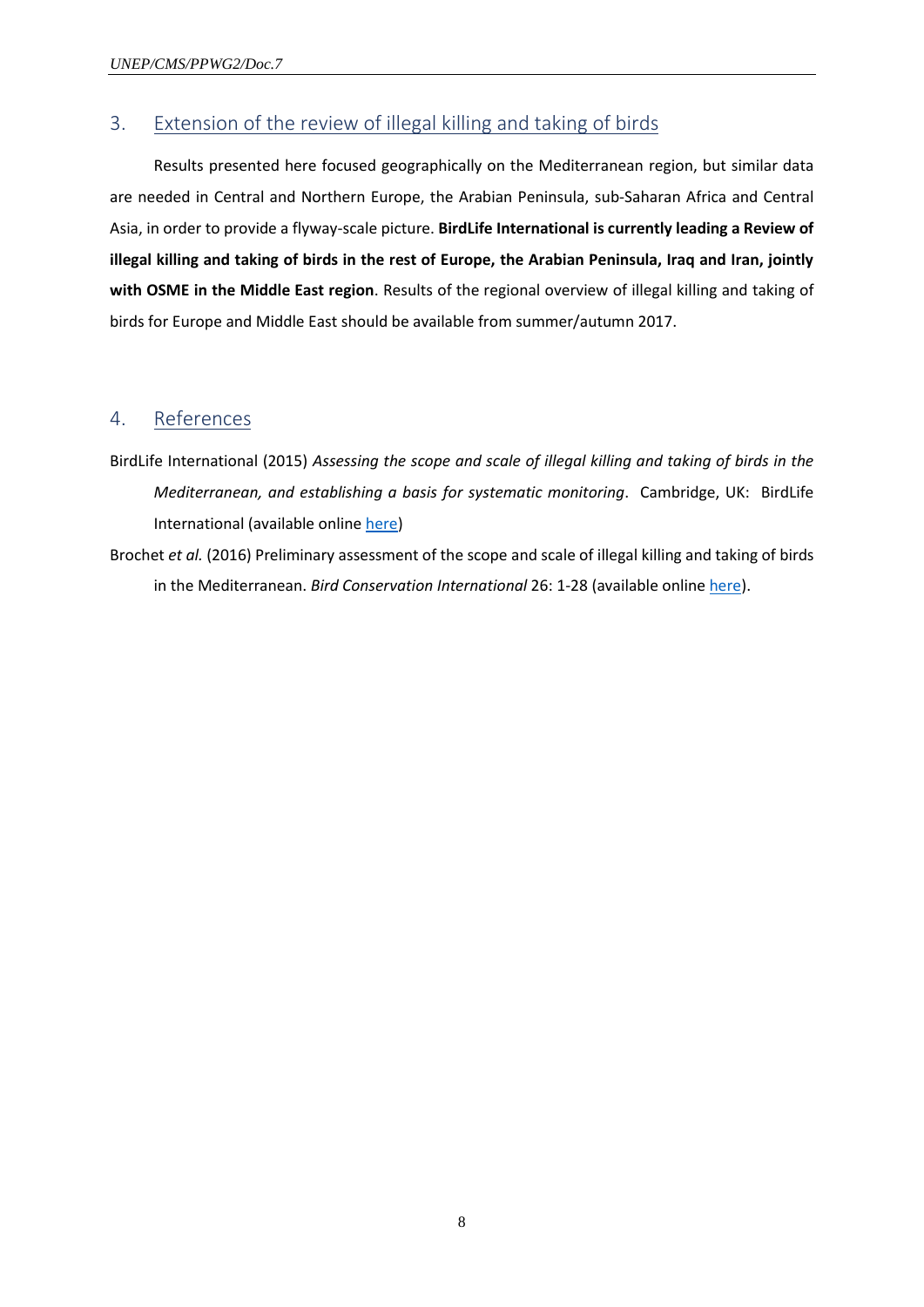## 3. Extension of the review of illegal killing and taking of birds

Results presented here focused geographically on the Mediterranean region, but similar data are needed in Central and Northern Europe, the Arabian Peninsula, sub-Saharan Africa and Central Asia, in order to provide a flyway-scale picture. **BirdLife International is currently leading a Review of illegal killing and taking of birds in the rest of Europe, the Arabian Peninsula, Iraq and Iran, jointly with OSME in the Middle East region**. Results of the regional overview of illegal killing and taking of birds for Europe and Middle East should be available from summer/autumn 2017.

## 4. References

BirdLife International (2015) *Assessing the scope and scale of illegal killing and taking of birds in the Mediterranean, and establishing a basis for systematic monitoring*. Cambridge, UK: BirdLife International (available online here)

Brochet *et al.* (2016) Preliminary assessment of the scope and scale of illegal killing and taking of birds in the Mediterranean. *Bird Conservation International* 26: 1-28 (available online here).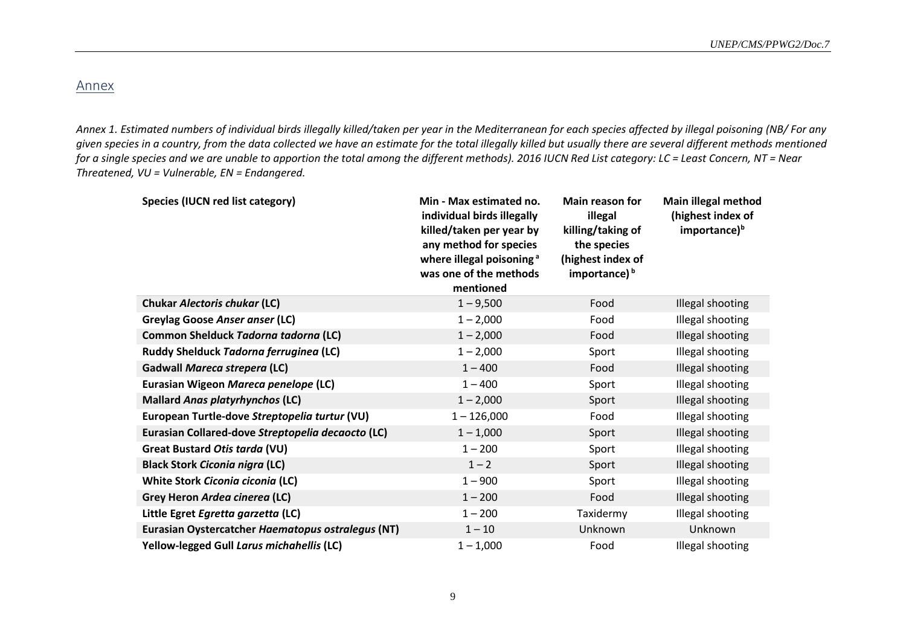## Annex

*Annex 1. Estimated numbers of individual birds illegally killed/taken per year in the Mediterranean for each species affected by illegal poisoning (NB/ For any given species in a country, from the data collected we have an estimate for the total illegally killed but usually there are several different methods mentioned for a single species and we are unable to apportion the total among the different methods). 2016 IUCN Red List category: LC = Least Concern, NT = Near Threatened, VU = Vulnerable, EN = Endangered.*

| Species (IUCN red list category) | Min - Max estimated no. individual birds illegally killed/taken per year by any method for species where illegal poisoning [a] was one of the methods mentioned | Main reason for illegal killing/taking of the species (highest index of importance) [b] | Main illegal method (highest index of importance)[b] |
|---|---|---|---|
| **Chukar *Alectoris chukar* (LC)** | 1 – 9,500 | Food | Illegal shooting |
| **Greylag Goose *Anser anser* (LC)** | 1 – 2,000 | Food | Illegal shooting |
| **Common Shelduck *Tadorna tadorna* (LC)** | 1 – 2,000 | Food | Illegal shooting |
| **Ruddy Shelduck *Tadorna ferruginea* (LC)** | 1 – 2,000 | Sport | Illegal shooting |
| **Gadwall *Mareca strepera* (LC)** | 1 – 400 | Food | Illegal shooting |
| **Eurasian Wigeon *Mareca penelope* (LC)** | 1 – 400 | Sport | Illegal shooting |
| **Mallard *Anas platyrhynchos* (LC)** | 1 – 2,000 | Sport | Illegal shooting |
| **European Turtle-dove *Streptopelia turtur* (VU)** | 1 – 126,000 | Food | Illegal shooting |
| **Eurasian Collared-dove *Streptopelia decaocto* (LC)** | 1 – 1,000 | Sport | Illegal shooting |
| **Great Bustard *Otis tarda* (VU)** | 1 – 200 | Sport | Illegal shooting |
| **Black Stork *Ciconia nigra* (LC)** | 1 – 2 | Sport | Illegal shooting |
| **White Stork *Ciconia ciconia* (LC)** | 1 – 900 | Sport | Illegal shooting |
| **Grey Heron *Ardea cinerea* (LC)** | 1 – 200 | Food | Illegal shooting |
| **Little Egret *Egretta garzetta* (LC)** | 1 – 200 | Taxidermy | Illegal shooting |
| **Eurasian Oystercatcher *Haematopus ostralegus* (NT)** | 1 – 10 | Unknown | Unknown |
| **Yellow-legged Gull *Larus michahellis* (LC)** | 1 – 1,000 | Food | Illegal shooting |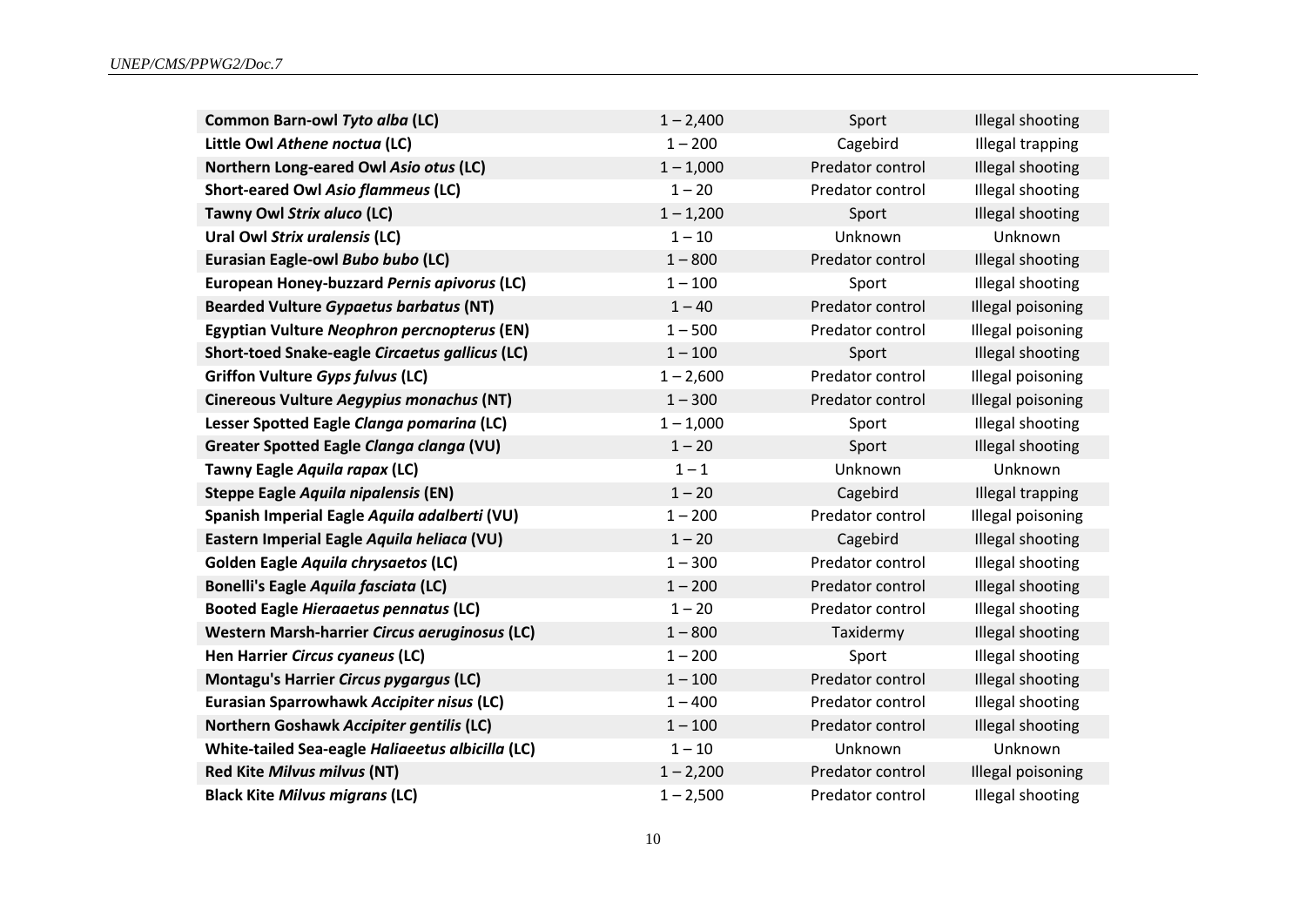| | | | |
|---|---|---|---|
| **Common Barn-owl *Tyto alba* (LC)** | 1 – 2,400 | Sport | Illegal shooting |
| **Little Owl *Athene noctua* (LC)** | 1 – 200 | Cagebird | Illegal trapping |
| **Northern Long-eared Owl *Asio otus* (LC)** | 1 – 1,000 | Predator control | Illegal shooting |
| **Short-eared Owl *Asio flammeus* (LC)** | 1 – 20 | Predator control | Illegal shooting |
| **Tawny Owl *Strix aluco* (LC)** | 1 – 1,200 | Sport | Illegal shooting |
| **Ural Owl *Strix uralensis* (LC)** | 1 – 10 | Unknown | Unknown |
| **Eurasian Eagle-owl *Bubo bubo* (LC)** | 1 – 800 | Predator control | Illegal shooting |
| **European Honey-buzzard *Pernis apivorus* (LC)** | 1 – 100 | Sport | Illegal shooting |
| **Bearded Vulture *Gypaetus barbatus* (NT)** | 1 – 40 | Predator control | Illegal poisoning |
| **Egyptian Vulture *Neophron percnopterus* (EN)** | 1 – 500 | Predator control | Illegal poisoning |
| **Short-toed Snake-eagle *Circaetus gallicus* (LC)** | 1 – 100 | Sport | Illegal shooting |
| **Griffon Vulture *Gyps fulvus* (LC)** | 1 – 2,600 | Predator control | Illegal poisoning |
| **Cinereous Vulture *Aegypius monachus* (NT)** | 1 – 300 | Predator control | Illegal poisoning |
| **Lesser Spotted Eagle *Clanga pomarina* (LC)** | 1 – 1,000 | Sport | Illegal shooting |
| **Greater Spotted Eagle *Clanga clanga* (VU)** | 1 – 20 | Sport | Illegal shooting |
| **Tawny Eagle *Aquila rapax* (LC)** | 1 – 1 | Unknown | Unknown |
| **Steppe Eagle *Aquila nipalensis* (EN)** | 1 – 20 | Cagebird | Illegal trapping |
| **Spanish Imperial Eagle *Aquila adalberti* (VU)** | 1 – 200 | Predator control | Illegal poisoning |
| **Eastern Imperial Eagle *Aquila heliaca* (VU)** | 1 – 20 | Cagebird | Illegal shooting |
| **Golden Eagle *Aquila chrysaetos* (LC)** | 1 – 300 | Predator control | Illegal shooting |
| **Bonelli's Eagle *Aquila fasciata* (LC)** | 1 – 200 | Predator control | Illegal shooting |
| **Booted Eagle *Hieraaetus pennatus* (LC)** | 1 – 20 | Predator control | Illegal shooting |
| **Western Marsh-harrier *Circus aeruginosus* (LC)** | 1 – 800 | Taxidermy | Illegal shooting |
| **Hen Harrier *Circus cyaneus* (LC)** | 1 – 200 | Sport | Illegal shooting |
| **Montagu's Harrier *Circus pygargus* (LC)** | 1 – 100 | Predator control | Illegal shooting |
| **Eurasian Sparrowhawk *Accipiter nisus* (LC)** | 1 – 400 | Predator control | Illegal shooting |
| **Northern Goshawk *Accipiter gentilis* (LC)** | 1 – 100 | Predator control | Illegal shooting |
| **White-tailed Sea-eagle *Haliaeetus albicilla* (LC)** | 1 – 10 | Unknown | Unknown |
| **Red Kite *Milvus milvus* (NT)** | 1 – 2,200 | Predator control | Illegal poisoning |
| **Black Kite *Milvus migrans* (LC)** | 1 – 2,500 | Predator control | Illegal shooting |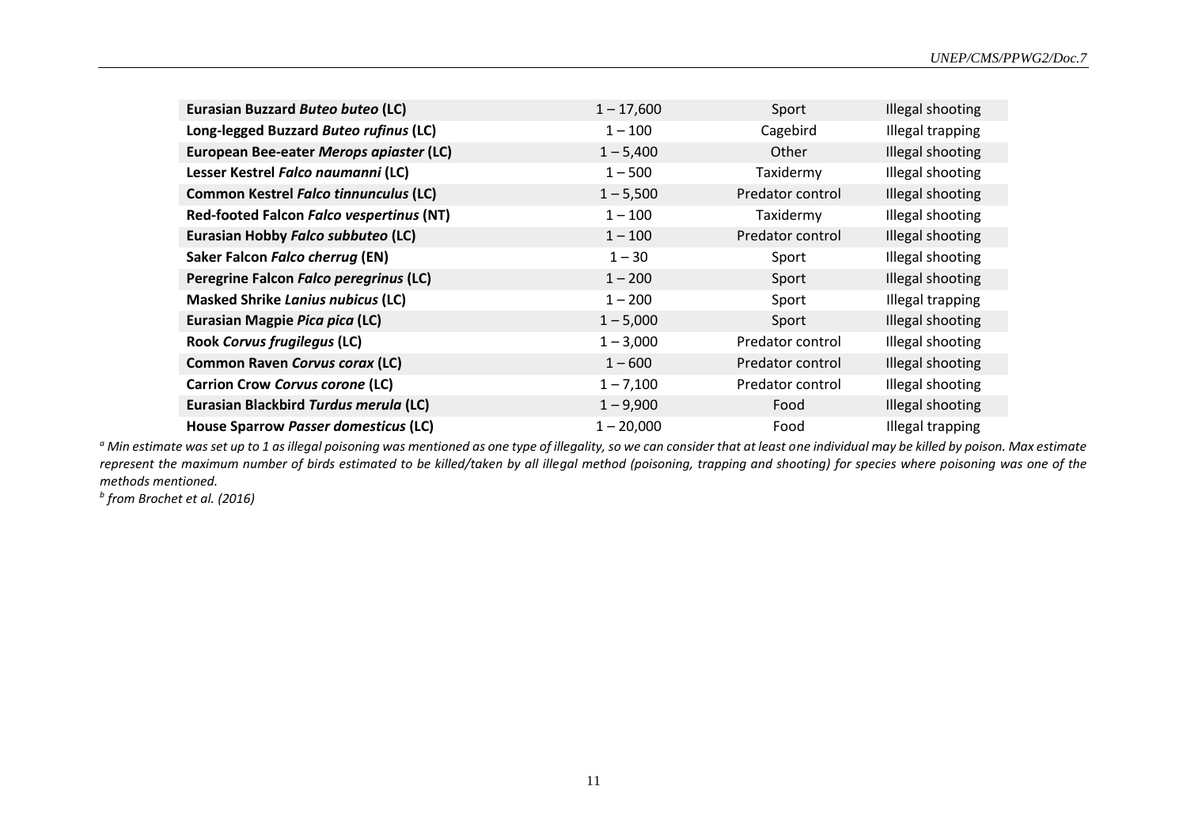| | | | |
|---|---|---|---|
| **Eurasian Buzzard *Buteo buteo* (LC)** | 1 – 17,600 | Sport | Illegal shooting |
| **Long-legged Buzzard *Buteo rufinus* (LC)** | 1 – 100 | Cagebird | Illegal trapping |
| **European Bee-eater *Merops apiaster* (LC)** | 1 – 5,400 | Other | Illegal shooting |
| **Lesser Kestrel *Falco naumanni* (LC)** | 1 – 500 | Taxidermy | Illegal shooting |
| **Common Kestrel *Falco tinnunculus* (LC)** | 1 – 5,500 | Predator control | Illegal shooting |
| **Red-footed Falcon *Falco vespertinus* (NT)** | 1 – 100 | Taxidermy | Illegal shooting |
| **Eurasian Hobby *Falco subbuteo* (LC)** | 1 – 100 | Predator control | Illegal shooting |
| **Saker Falcon *Falco cherrug* (EN)** | 1 – 30 | Sport | Illegal shooting |
| **Peregrine Falcon *Falco peregrinus* (LC)** | 1 – 200 | Sport | Illegal shooting |
| **Masked Shrike *Lanius nubicus* (LC)** | 1 – 200 | Sport | Illegal trapping |
| **Eurasian Magpie *Pica pica* (LC)** | 1 – 5,000 | Sport | Illegal shooting |
| **Rook *Corvus frugilegus* (LC)** | 1 – 3,000 | Predator control | Illegal shooting |
| **Common Raven *Corvus corax* (LC)** | 1 – 600 | Predator control | Illegal shooting |
| **Carrion Crow *Corvus corone* (LC)** | 1 – 7,100 | Predator control | Illegal shooting |
| **Eurasian Blackbird *Turdus merula* (LC)** | 1 – 9,900 | Food | Illegal shooting |
| **House Sparrow *Passer domesticus* (LC)** | 1 – 20,000 | Food | Illegal trapping |

*[a] Min estimate was set up to 1 as illegal poisoning was mentioned as one type of illegality, so we can consider that at least one individual may be killed by poison. Max estimate represent the maximum number of birds estimated to be killed/taken by all illegal method (poisoning, trapping and shooting) for species where poisoning was one of the methods mentioned.*

*[b] from Brochet et al. (2016)*